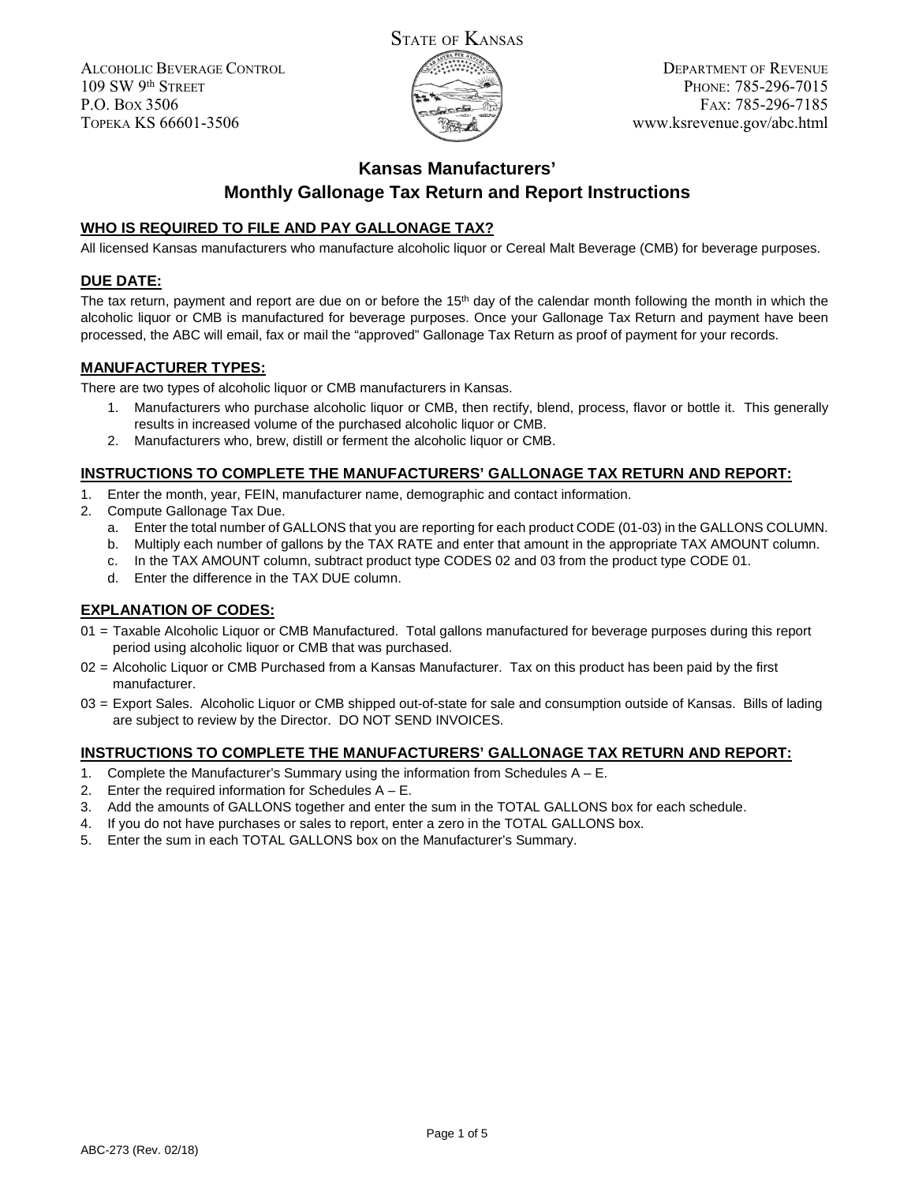STATE OF KANSAS

ALCOHOLIC BEVERAGE CONTROL
109 SW 9th STREET
P.O. BOX 3506
TOPEKA KS 66601-3506

DEPARTMENT OF REVENUE
PHONE: 785-296-7015
FAX: 785-296-7185
www.ksrevenue.gov/abc.html

# Kansas Manufacturers' Monthly Gallonage Tax Return and Report Instructions

## WHO IS REQUIRED TO FILE AND PAY GALLONAGE TAX?

All licensed Kansas manufacturers who manufacture alcoholic liquor or Cereal Malt Beverage (CMB) for beverage purposes.

## DUE DATE:

The tax return, payment and report are due on or before the 15th day of the calendar month following the month in which the alcoholic liquor or CMB is manufactured for beverage purposes. Once your Gallonage Tax Return and payment have been processed, the ABC will email, fax or mail the "approved" Gallonage Tax Return as proof of payment for your records.

## MANUFACTURER TYPES:

There are two types of alcoholic liquor or CMB manufacturers in Kansas.

1. Manufacturers who purchase alcoholic liquor or CMB, then rectify, blend, process, flavor or bottle it. This generally results in increased volume of the purchased alcoholic liquor or CMB.
2. Manufacturers who, brew, distill or ferment the alcoholic liquor or CMB.

## INSTRUCTIONS TO COMPLETE THE MANUFACTURERS' GALLONAGE TAX RETURN AND REPORT:

1. Enter the month, year, FEIN, manufacturer name, demographic and contact information.
2. Compute Gallonage Tax Due.
   a. Enter the total number of GALLONS that you are reporting for each product CODE (01-03) in the GALLONS COLUMN.
   b. Multiply each number of gallons by the TAX RATE and enter that amount in the appropriate TAX AMOUNT column.
   c. In the TAX AMOUNT column, subtract product type CODES 02 and 03 from the product type CODE 01.
   d. Enter the difference in the TAX DUE column.

## EXPLANATION OF CODES:

01 = Taxable Alcoholic Liquor or CMB Manufactured. Total gallons manufactured for beverage purposes during this report period using alcoholic liquor or CMB that was purchased.

02 = Alcoholic Liquor or CMB Purchased from a Kansas Manufacturer. Tax on this product has been paid by the first manufacturer.

03 = Export Sales. Alcoholic Liquor or CMB shipped out-of-state for sale and consumption outside of Kansas. Bills of lading are subject to review by the Director. DO NOT SEND INVOICES.

## INSTRUCTIONS TO COMPLETE THE MANUFACTURERS' GALLONAGE TAX RETURN AND REPORT:

1. Complete the Manufacturer's Summary using the information from Schedules A – E.
2. Enter the required information for Schedules A – E.
3. Add the amounts of GALLONS together and enter the sum in the TOTAL GALLONS box for each schedule.
4. If you do not have purchases or sales to report, enter a zero in the TOTAL GALLONS box.
5. Enter the sum in each TOTAL GALLONS box on the Manufacturer's Summary.

ABC-273 (Rev. 02/18)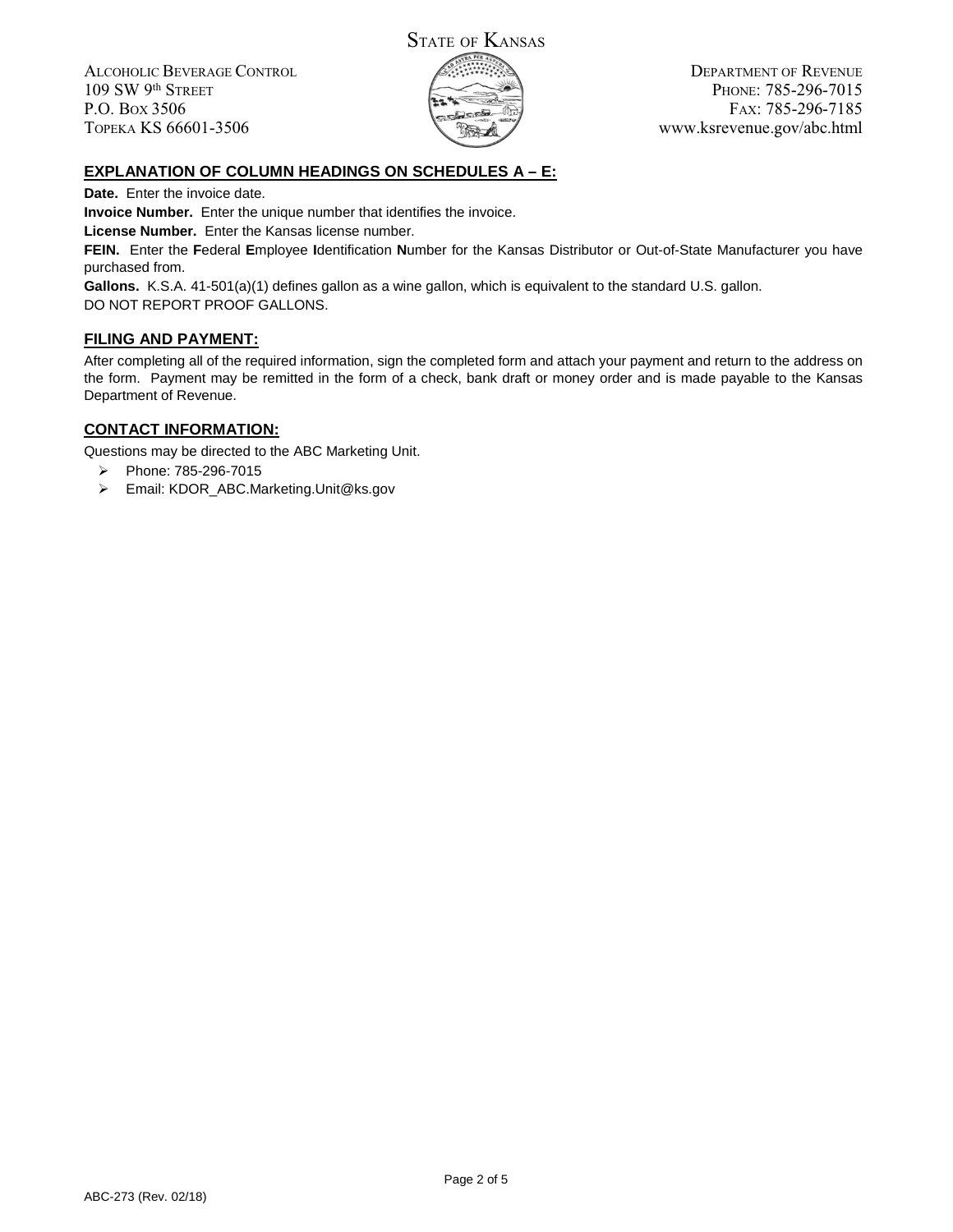STATE OF KANSAS

ALCOHOLIC BEVERAGE CONTROL
109 SW 9th STREET
P.O. BOX 3506
TOPEKA KS 66601-3506

DEPARTMENT OF REVENUE
PHONE: 785-296-7015
FAX: 785-296-7185
www.ksrevenue.gov/abc.html

## EXPLANATION OF COLUMN HEADINGS ON SCHEDULES A – E:

**Date.** Enter the invoice date.

**Invoice Number.** Enter the unique number that identifies the invoice.

**License Number.** Enter the Kansas license number.

**FEIN.** Enter the **F**ederal **E**mployee **I**dentification **N**umber for the Kansas Distributor or Out-of-State Manufacturer you have purchased from.

**Gallons.** K.S.A. 41-501(a)(1) defines gallon as a wine gallon, which is equivalent to the standard U.S. gallon.
DO NOT REPORT PROOF GALLONS.

## FILING AND PAYMENT:

After completing all of the required information, sign the completed form and attach your payment and return to the address on the form. Payment may be remitted in the form of a check, bank draft or money order and is made payable to the Kansas Department of Revenue.

## CONTACT INFORMATION:

Questions may be directed to the ABC Marketing Unit.

- Phone: 785-296-7015
- Email: KDOR_ABC.Marketing.Unit@ks.gov

ABC-273 (Rev. 02/18)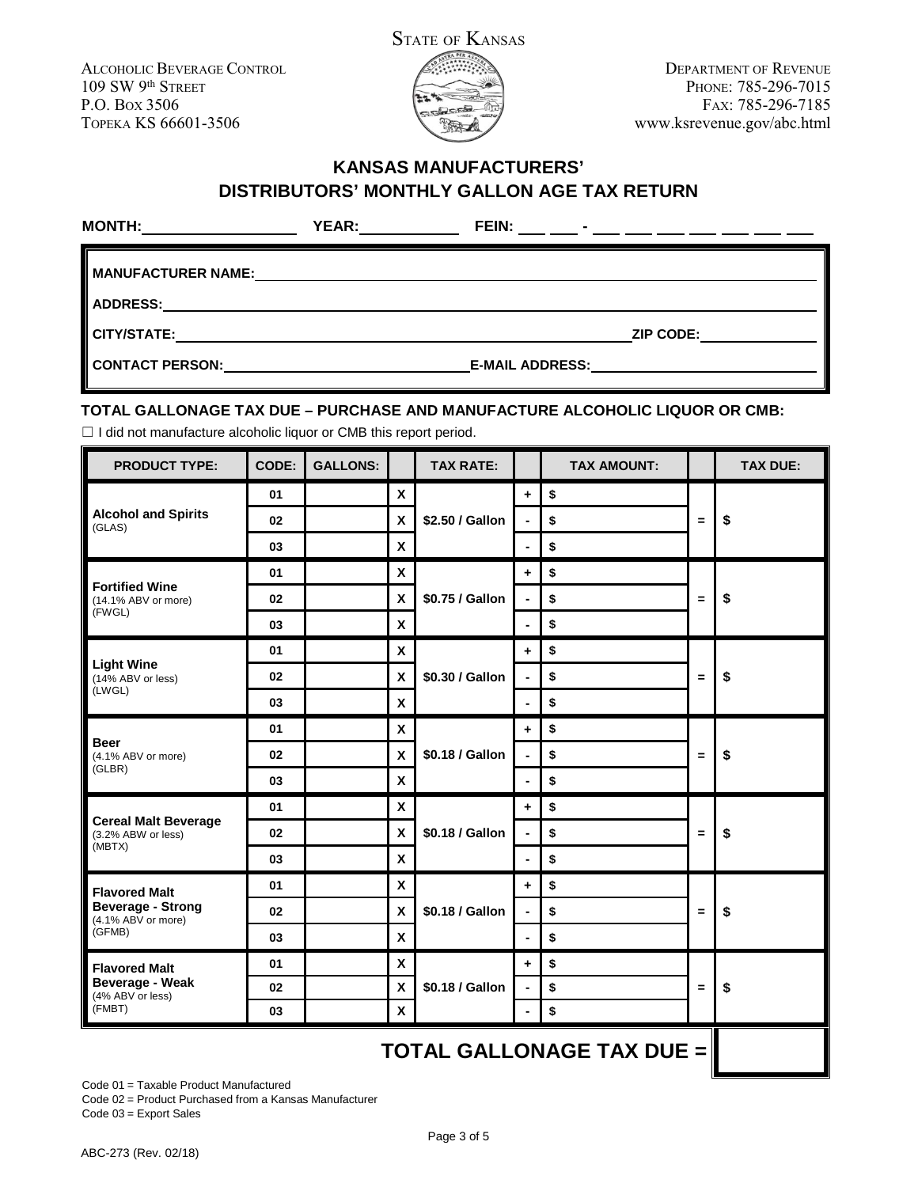STATE OF KANSAS

ALCOHOLIC BEVERAGE CONTROL
109 SW 9th STREET
P.O. BOX 3506
TOPEKA KS 66601-3506

DEPARTMENT OF REVENUE
PHONE: 785-296-7015
FAX: 785-296-7185
www.ksrevenue.gov/abc.html

## KANSAS MANUFACTURERS' DISTRIBUTORS' MONTHLY GALLON AGE TAX RETURN

**MONTH:** ____________ **YEAR:** ____________ **FEIN:** ___ ___ - ___ ___ ___ ___ ___ ___ ___

**MANUFACTURER NAME:** ____________

**ADDRESS:** ____________

**CITY/STATE:** ____________ **ZIP CODE:** ____________

**CONTACT PERSON:** ____________ **E-MAIL ADDRESS:** ____________

**TOTAL GALLONAGE TAX DUE – PURCHASE AND MANUFACTURE ALCOHOLIC LIQUOR OR CMB:**

☐ I did not manufacture alcoholic liquor or CMB this report period.

| PRODUCT TYPE: | CODE: | GALLONS: | | TAX RATE: | | TAX AMOUNT: | | TAX DUE: |
|---|---|---|---|---|---|---|---|---|
| **Alcohol and Spirits** (GLAS) | 01 | | X | $2.50 / Gallon | + | $ | = | $ |
| | 02 | | X | | - | $ | | |
| | 03 | | X | | - | $ | | |
| **Fortified Wine** (14.1% ABV or more) (FWGL) | 01 | | X | $0.75 / Gallon | + | $ | = | $ |
| | 02 | | X | | - | $ | | |
| | 03 | | X | | - | $ | | |
| **Light Wine** (14% ABV or less) (LWGL) | 01 | | X | $0.30 / Gallon | + | $ | = | $ |
| | 02 | | X | | - | $ | | |
| | 03 | | X | | - | $ | | |
| **Beer** (4.1% ABV or more) (GLBR) | 01 | | X | $0.18 / Gallon | + | $ | = | $ |
| | 02 | | X | | - | $ | | |
| | 03 | | X | | - | $ | | |
| **Cereal Malt Beverage** (3.2% ABW or less) (MBTX) | 01 | | X | $0.18 / Gallon | + | $ | = | $ |
| | 02 | | X | | - | $ | | |
| | 03 | | X | | - | $ | | |
| **Flavored Malt Beverage - Strong** (4.1% ABV or more) (GFMB) | 01 | | X | $0.18 / Gallon | + | $ | = | $ |
| | 02 | | X | | - | $ | | |
| | 03 | | X | | - | $ | | |
| **Flavored Malt Beverage - Weak** (4% ABV or less) (FMBT) | 01 | | X | $0.18 / Gallon | + | $ | = | $ |
| | 02 | | X | | - | $ | | |
| | 03 | | X | | - | $ | | |

**TOTAL GALLONAGE TAX DUE =** ____________

Code 01 = Taxable Product Manufactured
Code 02 = Product Purchased from a Kansas Manufacturer
Code 03 = Export Sales

ABC-273 (Rev. 02/18)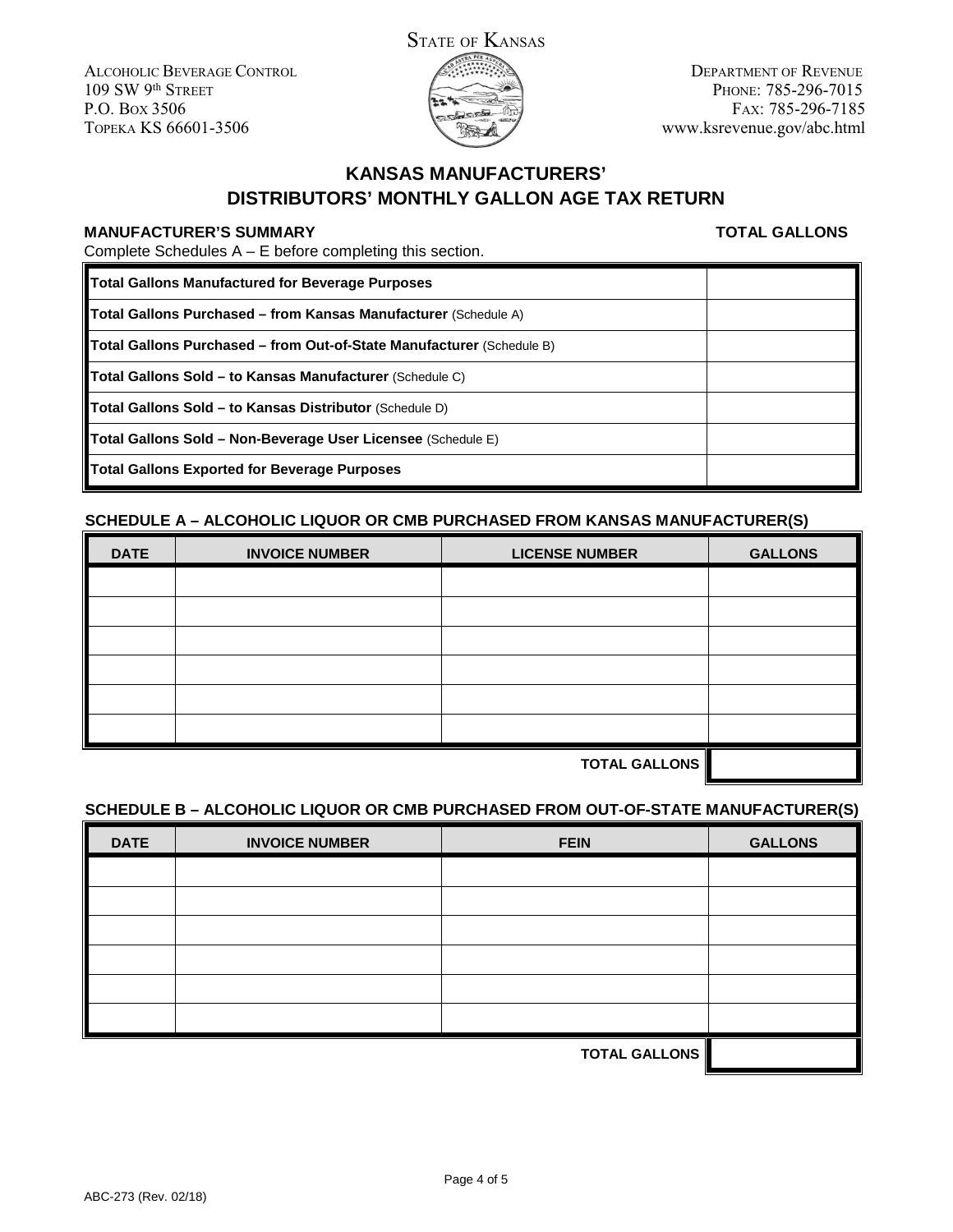STATE OF KANSAS

ALCOHOLIC BEVERAGE CONTROL
109 SW 9th STREET
P.O. BOX 3506
TOPEKA KS 66601-3506

DEPARTMENT OF REVENUE
PHONE: 785-296-7015
FAX: 785-296-7185
www.ksrevenue.gov/abc.html

# KANSAS MANUFACTURERS' DISTRIBUTORS' MONTHLY GALLON AGE TAX RETURN

**MANUFACTURER'S SUMMARY**

Complete Schedules A – E before completing this section.

| | TOTAL GALLONS |
|---|---|
| **Total Gallons Manufactured for Beverage Purposes** | |
| **Total Gallons Purchased – from Kansas Manufacturer** (Schedule A) | |
| **Total Gallons Purchased – from Out-of-State Manufacturer** (Schedule B) | |
| **Total Gallons Sold – to Kansas Manufacturer** (Schedule C) | |
| **Total Gallons Sold – to Kansas Distributor** (Schedule D) | |
| **Total Gallons Sold – Non-Beverage User Licensee** (Schedule E) | |
| **Total Gallons Exported for Beverage Purposes** | |

## SCHEDULE A – ALCOHOLIC LIQUOR OR CMB PURCHASED FROM KANSAS MANUFACTURER(S)

| DATE | INVOICE NUMBER | LICENSE NUMBER | GALLONS |
|---|---|---|---|
| | | | |
| | | | |
| | | | |
| | | | |
| | | | |
| | | | |
| | | **TOTAL GALLONS** | |

## SCHEDULE B – ALCOHOLIC LIQUOR OR CMB PURCHASED FROM OUT-OF-STATE MANUFACTURER(S)

| DATE | INVOICE NUMBER | FEIN | GALLONS |
|---|---|---|---|
| | | | |
| | | | |
| | | | |
| | | | |
| | | | |
| | | | |
| | | **TOTAL GALLONS** | |

ABC-273 (Rev. 02/18)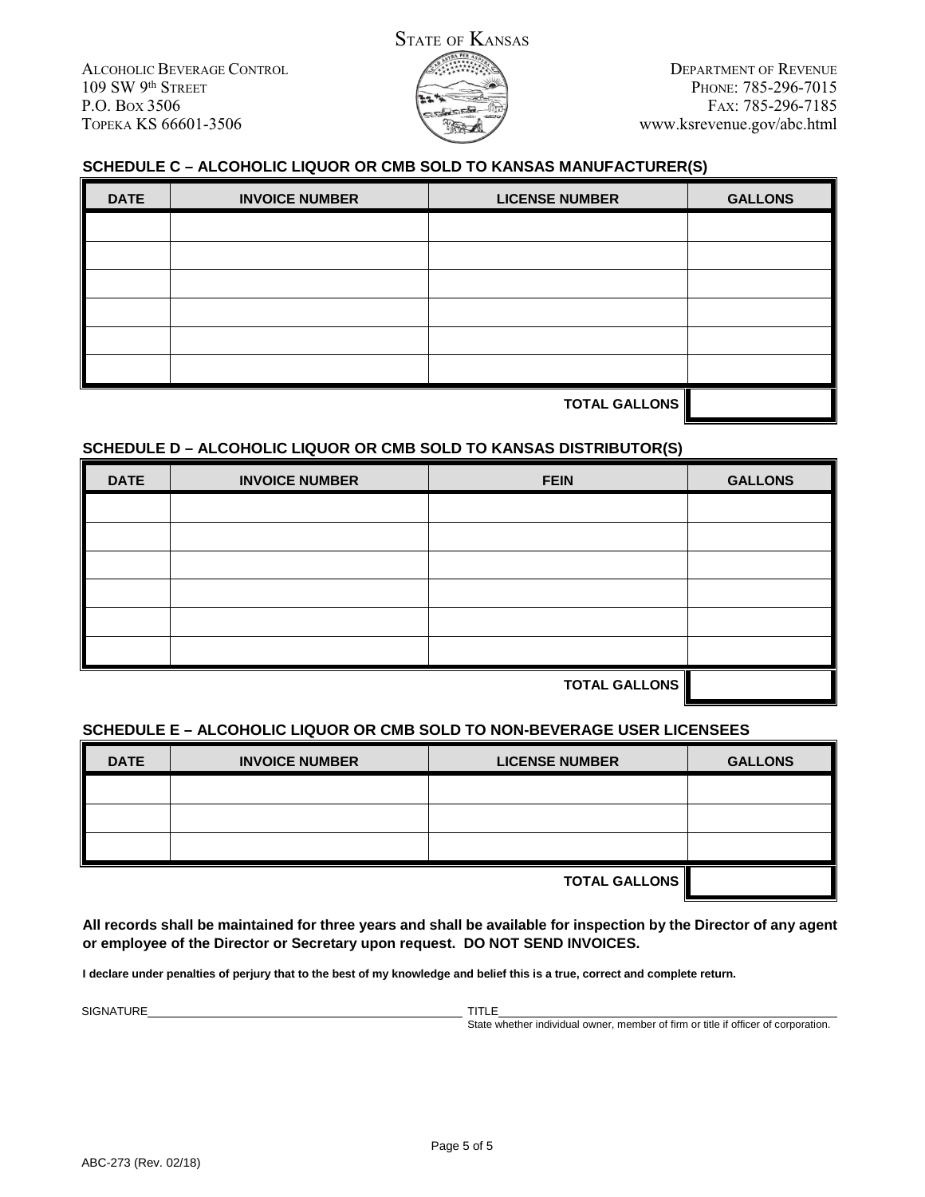STATE OF KANSAS

ALCOHOLIC BEVERAGE CONTROL
109 SW 9th STREET
P.O. BOX 3506
TOPEKA KS 66601-3506

DEPARTMENT OF REVENUE
PHONE: 785-296-7015
FAX: 785-296-7185
www.ksrevenue.gov/abc.html

### SCHEDULE C – ALCOHOLIC LIQUOR OR CMB SOLD TO KANSAS MANUFACTURER(S)

| DATE | INVOICE NUMBER | LICENSE NUMBER | GALLONS |
|---|---|---|---|
| | | | |
| | | | |
| | | | |
| | | | |
| | | | |
| | | | |
| | | TOTAL GALLONS | |

### SCHEDULE D – ALCOHOLIC LIQUOR OR CMB SOLD TO KANSAS DISTRIBUTOR(S)

| DATE | INVOICE NUMBER | FEIN | GALLONS |
|---|---|---|---|
| | | | |
| | | | |
| | | | |
| | | | |
| | | | |
| | | | |
| | | TOTAL GALLONS | |

### SCHEDULE E – ALCOHOLIC LIQUOR OR CMB SOLD TO NON-BEVERAGE USER LICENSEES

| DATE | INVOICE NUMBER | LICENSE NUMBER | GALLONS |
|---|---|---|---|
| | | | |
| | | | |
| | | | |
| | | TOTAL GALLONS | |

**All records shall be maintained for three years and shall be available for inspection by the Director of any agent or employee of the Director or Secretary upon request. DO NOT SEND INVOICES.**

**I declare under penalties of perjury that to the best of my knowledge and belief this is a true, correct and complete return.**

SIGNATURE________________________ TITLE________________________
State whether individual owner, member of firm or title if officer of corporation.

ABC-273 (Rev. 02/18)